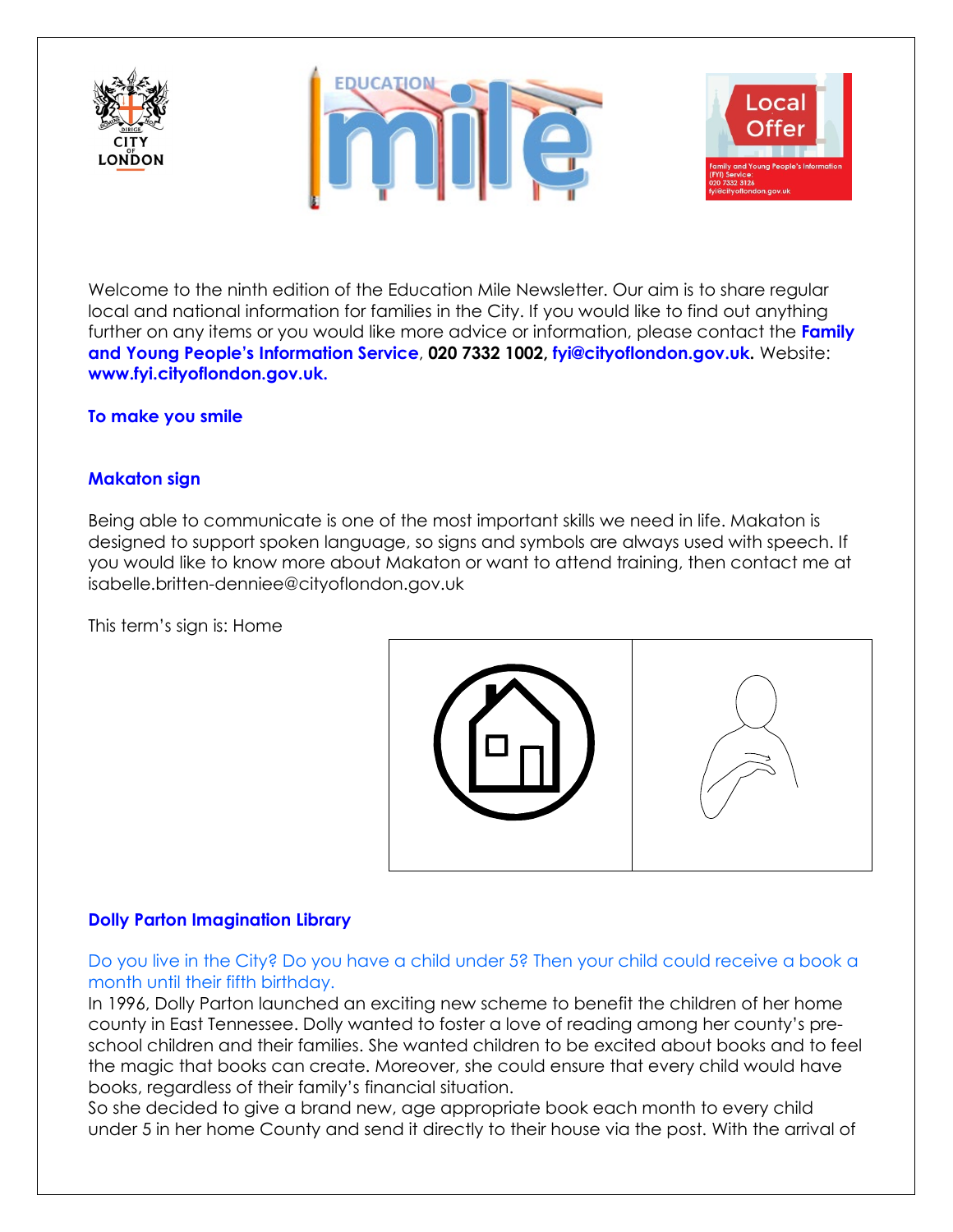Welcome to the ninth edition of the Education Mile Newsletter. Our aim is to share regular local and national information for families in the City. If you would like to find out anything further on any items or you would like more advice or information, please contact the **Family and Young People's Information Service**, **020 7332 1002, fyi@cityoflondon.gov.uk.** Website: **www.fyi.cityoflondon.gov.uk.**

## To make you smile

## Makaton sign

Being able to communicate is one of the most important skills we need in life. Makaton is designed to support spoken language, so signs and symbols are always used with speech. If you would like to know more about Makaton or want to attend training, then contact me at isabelle.britten-denniee@cityoflondon.gov.uk

This term's sign is: Home

## Dolly Parton Imagination Library

Do you live in the City? Do you have a child under 5? Then your child could receive a book a month until their fifth birthday.

In 1996, Dolly Parton launched an exciting new scheme to benefit the children of her home county in East Tennessee. Dolly wanted to foster a love of reading among her county's pre-school children and their families. She wanted children to be excited about books and to feel the magic that books can create. Moreover, she could ensure that every child would have books, regardless of their family's financial situation.

So she decided to give a brand new, age appropriate book each month to every child under 5 in her home County and send it directly to their house via the post. With the arrival of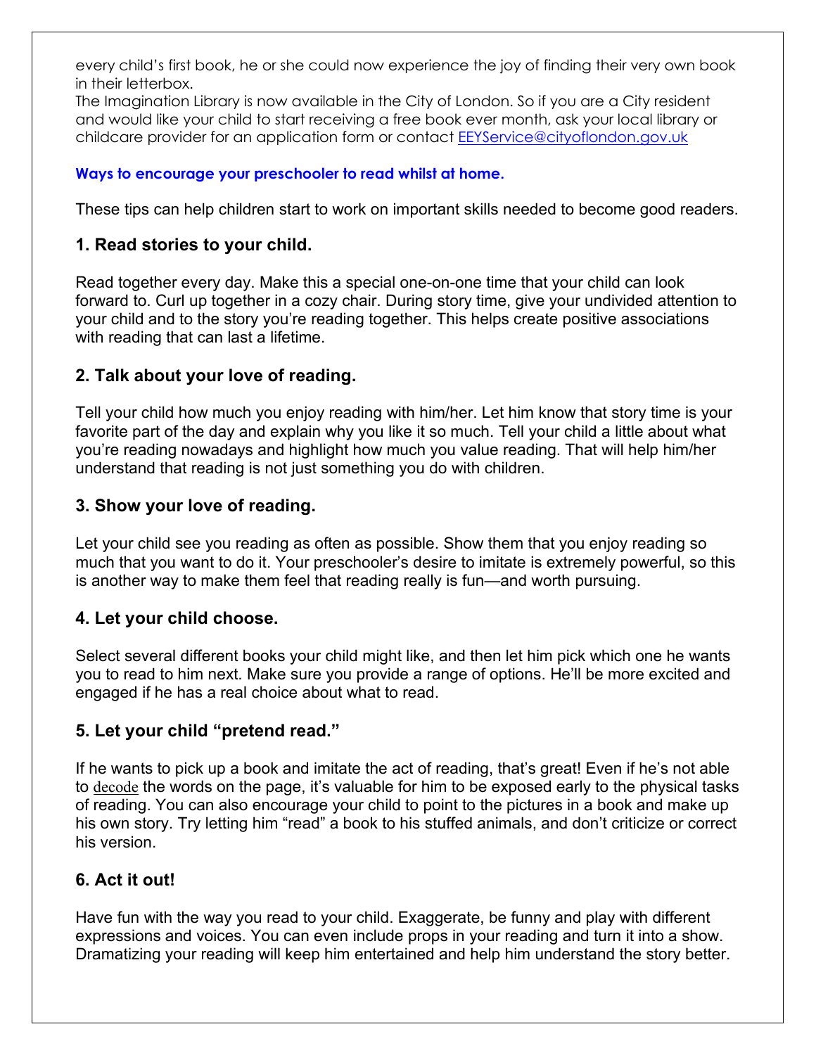every child's first book, he or she could now experience the joy of finding their very own book in their letterbox.
The Imagination Library is now available in the City of London. So if you are a City resident and would like your child to start receiving a free book ever month, ask your local library or childcare provider for an application form or contact [EEYService@cityoflondon.gov.uk](mailto:EEYService@cityoflondon.gov.uk)

**Ways to encourage your preschooler to read whilst at home.**

These tips can help children start to work on important skills needed to become good readers.

### 1. Read stories to your child.

Read together every day. Make this a special one-on-one time that your child can look forward to. Curl up together in a cozy chair. During story time, give your undivided attention to your child and to the story you're reading together. This helps create positive associations with reading that can last a lifetime.

### 2. Talk about your love of reading.

Tell your child how much you enjoy reading with him/her. Let him know that story time is your favorite part of the day and explain why you like it so much. Tell your child a little about what you're reading nowadays and highlight how much you value reading. That will help him/her understand that reading is not just something you do with children.

### 3. Show your love of reading.

Let your child see you reading as often as possible. Show them that you enjoy reading so much that you want to do it. Your preschooler's desire to imitate is extremely powerful, so this is another way to make them feel that reading really is fun—and worth pursuing.

### 4. Let your child choose.

Select several different books your child might like, and then let him pick which one he wants you to read to him next. Make sure you provide a range of options. He'll be more excited and engaged if he has a real choice about what to read.

### 5. Let your child "pretend read."

If he wants to pick up a book and imitate the act of reading, that's great! Even if he's not able to decode the words on the page, it's valuable for him to be exposed early to the physical tasks of reading. You can also encourage your child to point to the pictures in a book and make up his own story. Try letting him "read" a book to his stuffed animals, and don't criticize or correct his version.

### 6. Act it out!

Have fun with the way you read to your child. Exaggerate, be funny and play with different expressions and voices. You can even include props in your reading and turn it into a show. Dramatizing your reading will keep him entertained and help him understand the story better.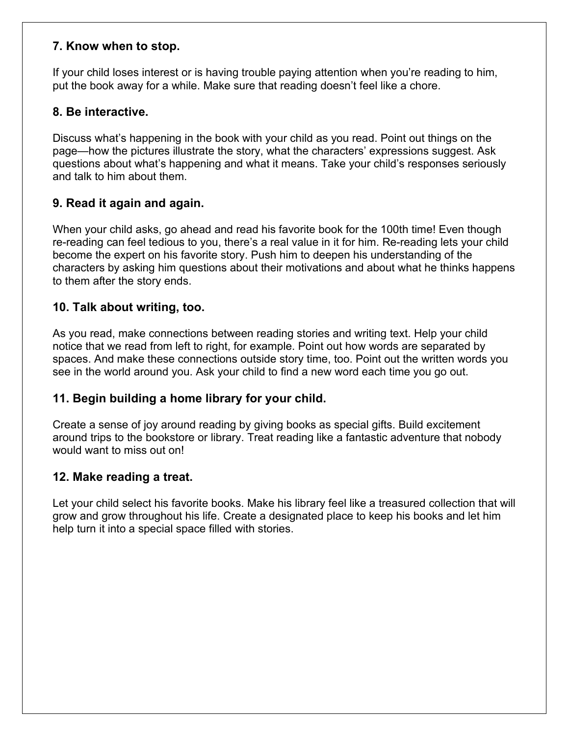### 7. Know when to stop.

If your child loses interest or is having trouble paying attention when you're reading to him, put the book away for a while. Make sure that reading doesn't feel like a chore.

### 8. Be interactive.

Discuss what's happening in the book with your child as you read. Point out things on the page—how the pictures illustrate the story, what the characters' expressions suggest. Ask questions about what's happening and what it means. Take your child's responses seriously and talk to him about them.

### 9. Read it again and again.

When your child asks, go ahead and read his favorite book for the 100th time! Even though re-reading can feel tedious to you, there's a real value in it for him. Re-reading lets your child become the expert on his favorite story. Push him to deepen his understanding of the characters by asking him questions about their motivations and about what he thinks happens to them after the story ends.

### 10. Talk about writing, too.

As you read, make connections between reading stories and writing text. Help your child notice that we read from left to right, for example. Point out how words are separated by spaces. And make these connections outside story time, too. Point out the written words you see in the world around you. Ask your child to find a new word each time you go out.

### 11. Begin building a home library for your child.

Create a sense of joy around reading by giving books as special gifts. Build excitement around trips to the bookstore or library. Treat reading like a fantastic adventure that nobody would want to miss out on!

### 12. Make reading a treat.

Let your child select his favorite books. Make his library feel like a treasured collection that will grow and grow throughout his life. Create a designated place to keep his books and let him help turn it into a special space filled with stories.